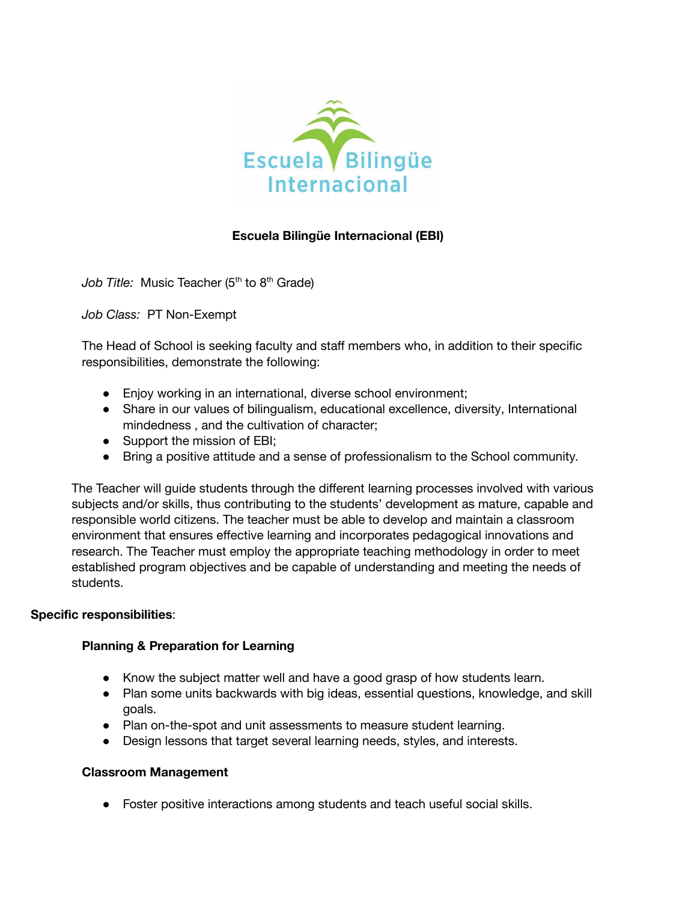# Escuela Bilingüe Internacional (EBI)

*Job Title:* Music Teacher (5th to 8th Grade)

*Job Class:* PT Non-Exempt

The Head of School is seeking faculty and staff members who, in addition to their specific responsibilities, demonstrate the following:

- Enjoy working in an international, diverse school environment;
- Share in our values of bilingualism, educational excellence, diversity, International mindedness , and the cultivation of character;
- Support the mission of EBI;
- Bring a positive attitude and a sense of professionalism to the School community.

The Teacher will guide students through the different learning processes involved with various subjects and/or skills, thus contributing to the students' development as mature, capable and responsible world citizens. The teacher must be able to develop and maintain a classroom environment that ensures effective learning and incorporates pedagogical innovations and research. The Teacher must employ the appropriate teaching methodology in order to meet established program objectives and be capable of understanding and meeting the needs of students.

**Specific responsibilities**:

### Planning & Preparation for Learning

- Know the subject matter well and have a good grasp of how students learn.
- Plan some units backwards with big ideas, essential questions, knowledge, and skill goals.
- Plan on-the-spot and unit assessments to measure student learning.
- Design lessons that target several learning needs, styles, and interests.

### Classroom Management

- Foster positive interactions among students and teach useful social skills.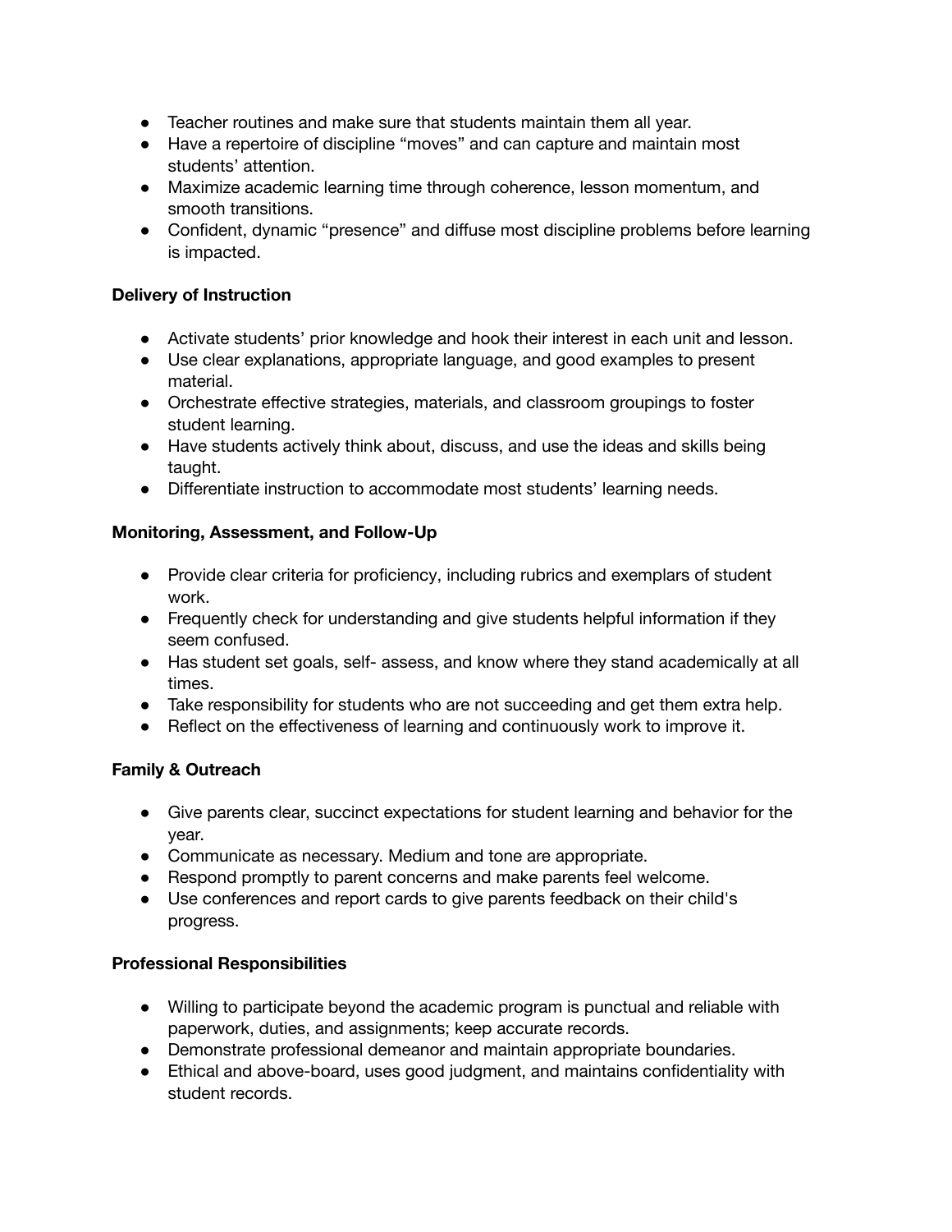- Teacher routines and make sure that students maintain them all year.
- Have a repertoire of discipline "moves" and can capture and maintain most students' attention.
- Maximize academic learning time through coherence, lesson momentum, and smooth transitions.
- Confident, dynamic "presence" and diffuse most discipline problems before learning is impacted.

**Delivery of Instruction**

- Activate students' prior knowledge and hook their interest in each unit and lesson.
- Use clear explanations, appropriate language, and good examples to present material.
- Orchestrate effective strategies, materials, and classroom groupings to foster student learning.
- Have students actively think about, discuss, and use the ideas and skills being taught.
- Differentiate instruction to accommodate most students' learning needs.

**Monitoring, Assessment, and Follow-Up**

- Provide clear criteria for proficiency, including rubrics and exemplars of student work.
- Frequently check for understanding and give students helpful information if they seem confused.
- Has student set goals, self- assess, and know where they stand academically at all times.
- Take responsibility for students who are not succeeding and get them extra help.
- Reflect on the effectiveness of learning and continuously work to improve it.

**Family & Outreach**

- Give parents clear, succinct expectations for student learning and behavior for the year.
- Communicate as necessary. Medium and tone are appropriate.
- Respond promptly to parent concerns and make parents feel welcome.
- Use conferences and report cards to give parents feedback on their child's progress.

**Professional Responsibilities**

- Willing to participate beyond the academic program is punctual and reliable with paperwork, duties, and assignments; keep accurate records.
- Demonstrate professional demeanor and maintain appropriate boundaries.
- Ethical and above-board, uses good judgment, and maintains confidentiality with student records.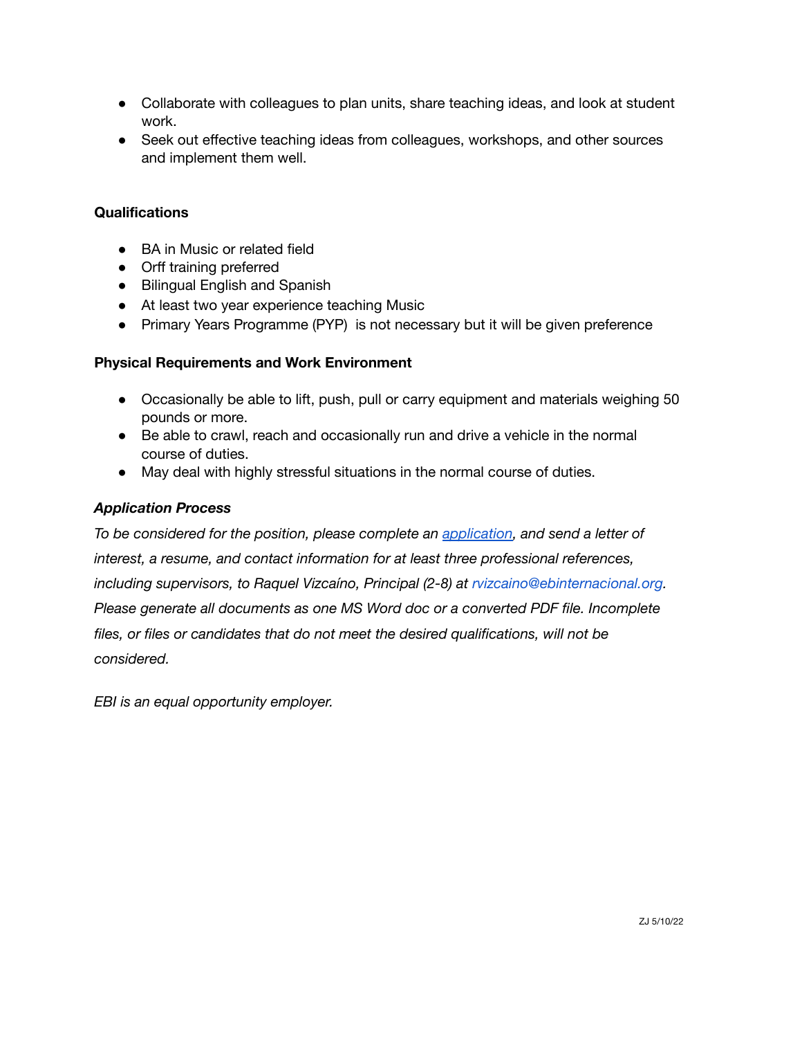- Collaborate with colleagues to plan units, share teaching ideas, and look at student work.
- Seek out effective teaching ideas from colleagues, workshops, and other sources and implement them well.

**Qualifications**

- BA in Music or related field
- Orff training preferred
- Bilingual English and Spanish
- At least two year experience teaching Music
- Primary Years Programme (PYP) is not necessary but it will be given preference

**Physical Requirements and Work Environment**

- Occasionally be able to lift, push, pull or carry equipment and materials weighing 50 pounds or more.
- Be able to crawl, reach and occasionally run and drive a vehicle in the normal course of duties.
- May deal with highly stressful situations in the normal course of duties.

***Application Process***

*To be considered for the position, please complete an application, and send a letter of interest, a resume, and contact information for at least three professional references, including supervisors, to Raquel Vizcaíno, Principal (2-8) at rvizcaino@ebinternacional.org. Please generate all documents as one MS Word doc or a converted PDF file. Incomplete files, or files or candidates that do not meet the desired qualifications, will not be considered.*

*EBI is an equal opportunity employer.*

ZJ 5/10/22